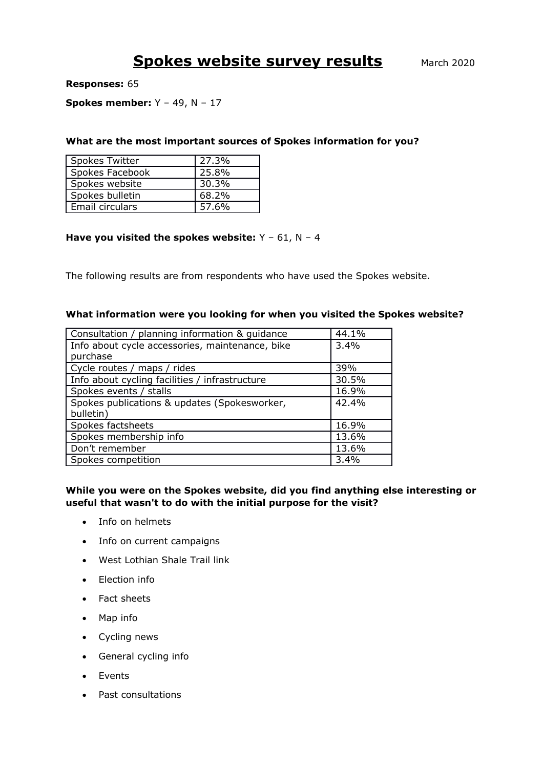# Spokes website survey results

March 2020

**Responses:** 65

**Spokes member:** Y – 49, N – 17

**What are the most important sources of Spokes information for you?**

| Source | % |
|---|---|
| Spokes Twitter | 27.3% |
| Spokes Facebook | 25.8% |
| Spokes website | 30.3% |
| Spokes bulletin | 68.2% |
| Email circulars | 57.6% |

**Have you visited the spokes website:** Y – 61, N – 4

The following results are from respondents who have used the Spokes website.

**What information were you looking for when you visited the Spokes website?**

| Information | % |
|---|---|
| Consultation / planning information & guidance | 44.1% |
| Info about cycle accessories, maintenance, bike purchase | 3.4% |
| Cycle routes / maps / rides | 39% |
| Info about cycling facilities / infrastructure | 30.5% |
| Spokes events / stalls | 16.9% |
| Spokes publications & updates (Spokesworker, bulletin) | 42.4% |
| Spokes factsheets | 16.9% |
| Spokes membership info | 13.6% |
| Don't remember | 13.6% |
| Spokes competition | 3.4% |

**While you were on the Spokes website, did you find anything else interesting or useful that wasn't to do with the initial purpose for the visit?**

- Info on helmets
- Info on current campaigns
- West Lothian Shale Trail link
- Election info
- Fact sheets
- Map info
- Cycling news
- General cycling info
- Events
- Past consultations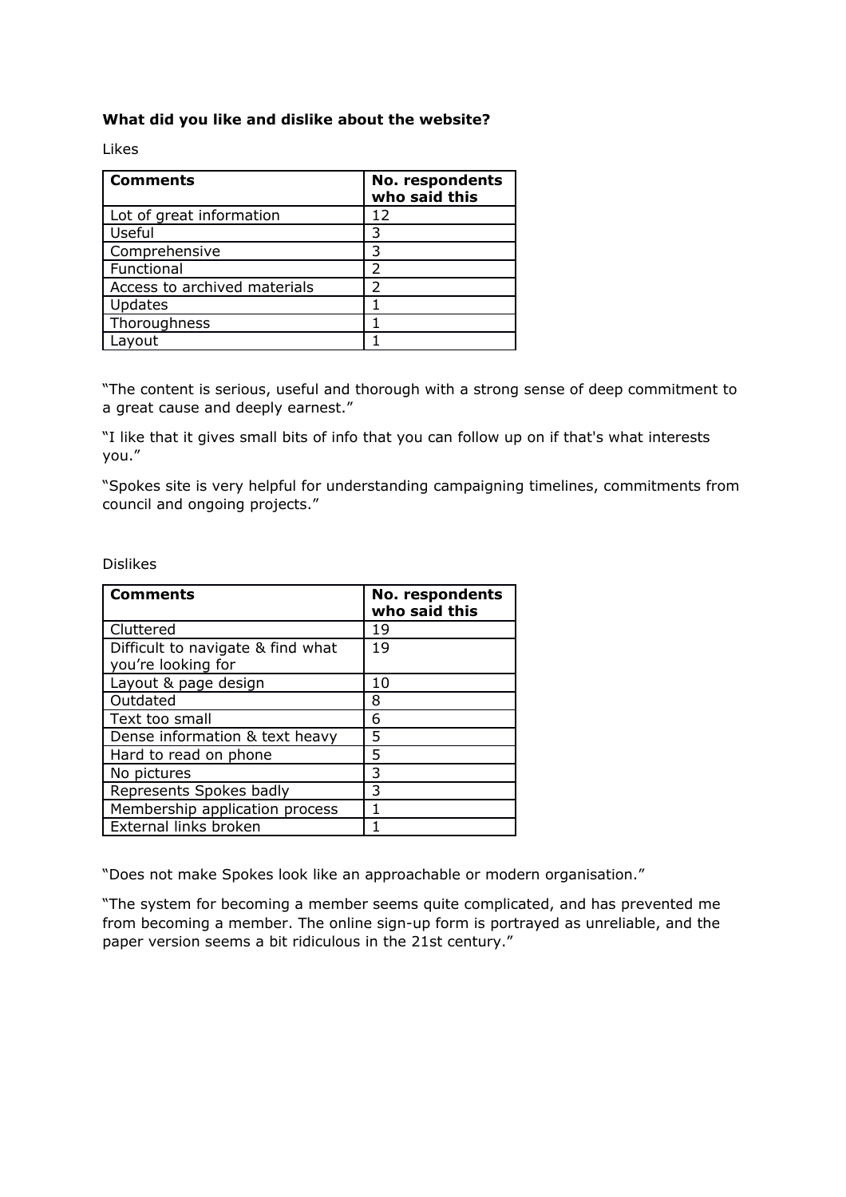**What did you like and dislike about the website?**

Likes

| Comments | No. respondents who said this |
|---|---|
| Lot of great information | 12 |
| Useful | 3 |
| Comprehensive | 3 |
| Functional | 2 |
| Access to archived materials | 2 |
| Updates | 1 |
| Thoroughness | 1 |
| Layout | 1 |

"The content is serious, useful and thorough with a strong sense of deep commitment to a great cause and deeply earnest."

"I like that it gives small bits of info that you can follow up on if that's what interests you."

"Spokes site is very helpful for understanding campaigning timelines, commitments from council and ongoing projects."

Dislikes

| Comments | No. respondents who said this |
|---|---|
| Cluttered | 19 |
| Difficult to navigate & find what you're looking for | 19 |
| Layout & page design | 10 |
| Outdated | 8 |
| Text too small | 6 |
| Dense information & text heavy | 5 |
| Hard to read on phone | 5 |
| No pictures | 3 |
| Represents Spokes badly | 3 |
| Membership application process | 1 |
| External links broken | 1 |

"Does not make Spokes look like an approachable or modern organisation."

"The system for becoming a member seems quite complicated, and has prevented me from becoming a member. The online sign-up form is portrayed as unreliable, and the paper version seems a bit ridiculous in the 21st century."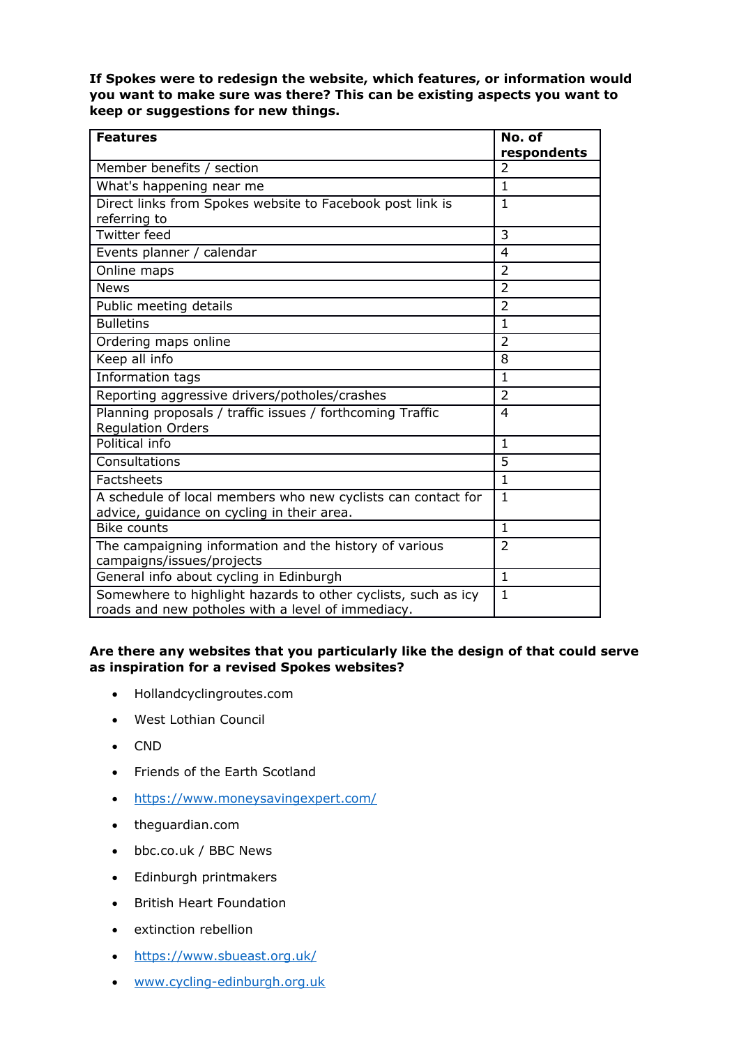**If Spokes were to redesign the website, which features, or information would you want to make sure was there? This can be existing aspects you want to keep or suggestions for new things.**

| Features | No. of respondents |
|---|---|
| Member benefits / section | 2 |
| What's happening near me | 1 |
| Direct links from Spokes website to Facebook post link is referring to | 1 |
| Twitter feed | 3 |
| Events planner / calendar | 4 |
| Online maps | 2 |
| News | 2 |
| Public meeting details | 2 |
| Bulletins | 1 |
| Ordering maps online | 2 |
| Keep all info | 8 |
| Information tags | 1 |
| Reporting aggressive drivers/potholes/crashes | 2 |
| Planning proposals / traffic issues / forthcoming Traffic Regulation Orders | 4 |
| Political info | 1 |
| Consultations | 5 |
| Factsheets | 1 |
| A schedule of local members who new cyclists can contact for advice, guidance on cycling in their area. | 1 |
| Bike counts | 1 |
| The campaigning information and the history of various campaigns/issues/projects | 2 |
| General info about cycling in Edinburgh | 1 |
| Somewhere to highlight hazards to other cyclists, such as icy roads and new potholes with a level of immediacy. | 1 |

**Are there any websites that you particularly like the design of that could serve as inspiration for a revised Spokes websites?**

- Hollandcyclingroutes.com
- West Lothian Council
- CND
- Friends of the Earth Scotland
- https://www.moneysavingexpert.com/
- theguardian.com
- bbc.co.uk / BBC News
- Edinburgh printmakers
- British Heart Foundation
- extinction rebellion
- https://www.sbueast.org.uk/
- www.cycling-edinburgh.org.uk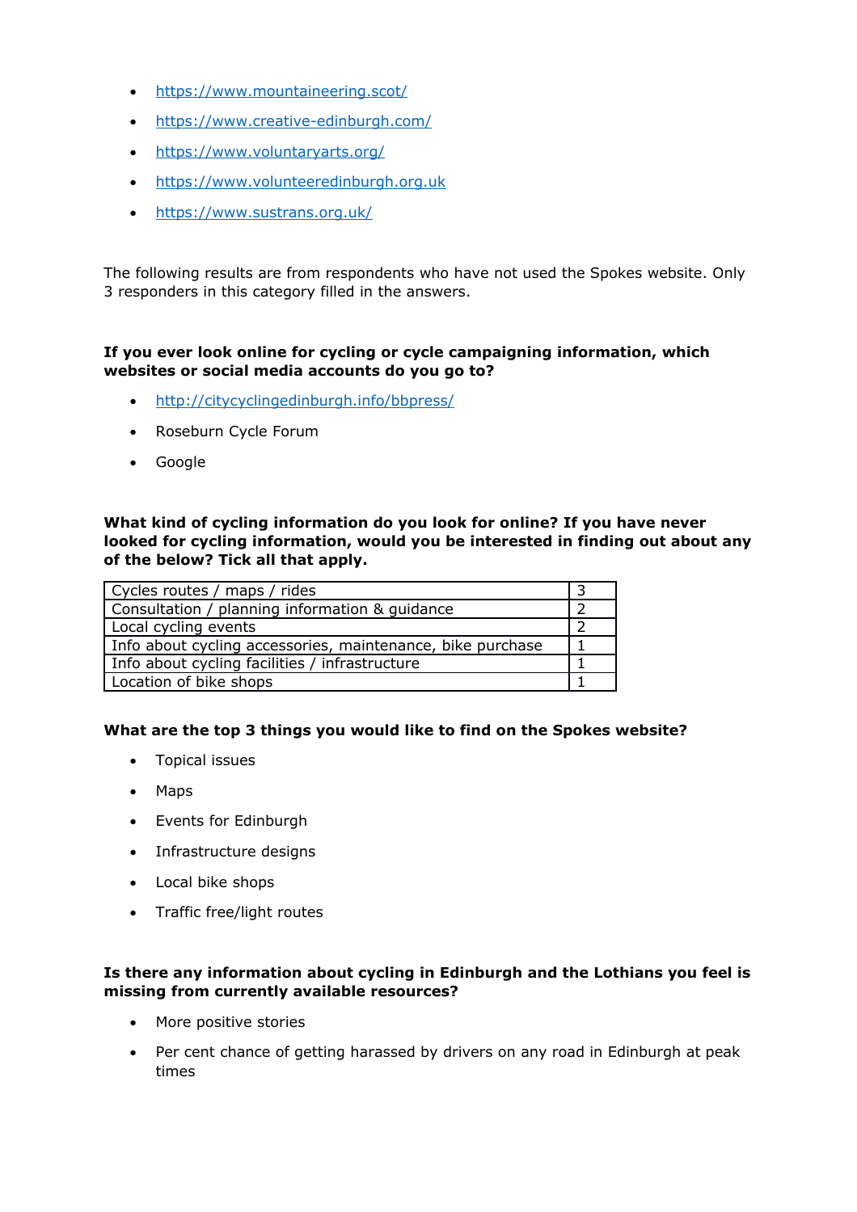- https://www.mountaineering.scot/
- https://www.creative-edinburgh.com/
- https://www.voluntaryarts.org/
- https://www.volunteeredinburgh.org.uk
- https://www.sustrans.org.uk/

The following results are from respondents who have not used the Spokes website. Only 3 responders in this category filled in the answers.

**If you ever look online for cycling or cycle campaigning information, which websites or social media accounts do you go to?**

- http://citycyclingedinburgh.info/bbpress/
- Roseburn Cycle Forum
- Google

**What kind of cycling information do you look for online? If you have never looked for cycling information, would you be interested in finding out about any of the below? Tick all that apply.**

| | |
|---|---|
| Cycles routes / maps / rides | 3 |
| Consultation / planning information & guidance | 2 |
| Local cycling events | 2 |
| Info about cycling accessories, maintenance, bike purchase | 1 |
| Info about cycling facilities / infrastructure | 1 |
| Location of bike shops | 1 |

**What are the top 3 things you would like to find on the Spokes website?**

- Topical issues
- Maps
- Events for Edinburgh
- Infrastructure designs
- Local bike shops
- Traffic free/light routes

**Is there any information about cycling in Edinburgh and the Lothians you feel is missing from currently available resources?**

- More positive stories
- Per cent chance of getting harassed by drivers on any road in Edinburgh at peak times